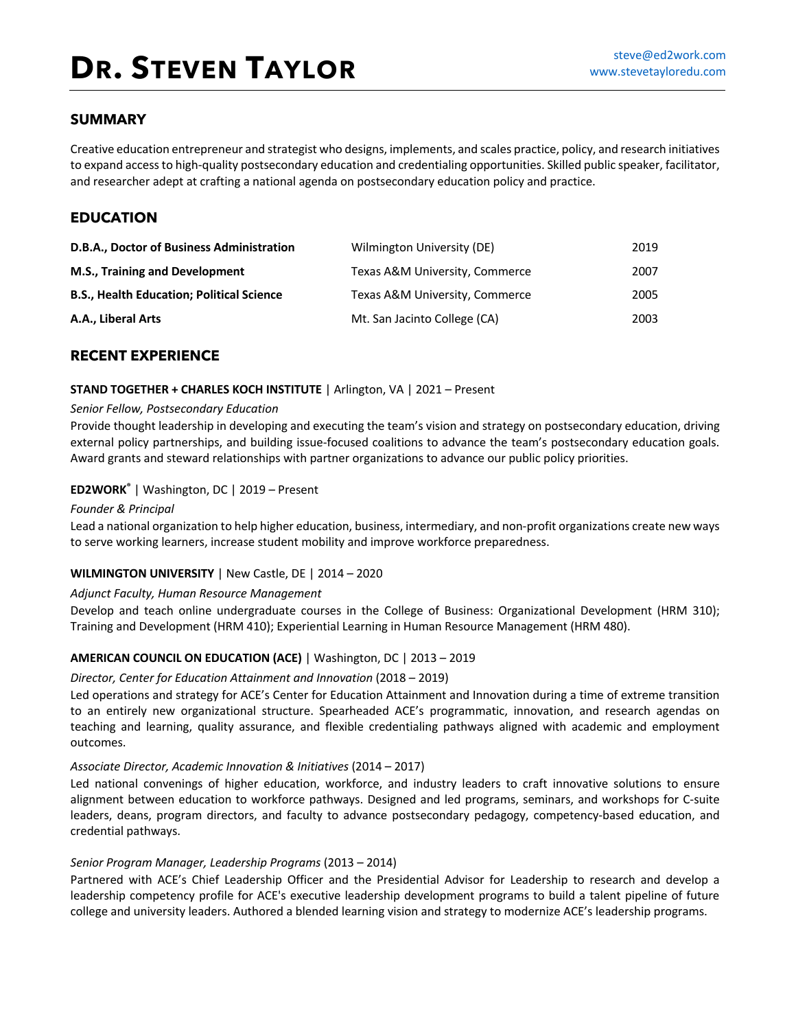# Dr. Steven Taylor

steve@ed2work.com
www.stevetayloredu.com

## SUMMARY

Creative education entrepreneur and strategist who designs, implements, and scales practice, policy, and research initiatives to expand access to high-quality postsecondary education and credentialing opportunities. Skilled public speaker, facilitator, and researcher adept at crafting a national agenda on postsecondary education policy and practice.

## EDUCATION

| Degree | Institution | Year |
|---|---|---|
| **D.B.A., Doctor of Business Administration** | Wilmington University (DE) | 2019 |
| **M.S., Training and Development** | Texas A&M University, Commerce | 2007 |
| **B.S., Health Education; Political Science** | Texas A&M University, Commerce | 2005 |
| **A.A., Liberal Arts** | Mt. San Jacinto College (CA) | 2003 |

## RECENT EXPERIENCE

**STAND TOGETHER + CHARLES KOCH INSTITUTE** | Arlington, VA | 2021 – Present

*Senior Fellow, Postsecondary Education*

Provide thought leadership in developing and executing the team's vision and strategy on postsecondary education, driving external policy partnerships, and building issue-focused coalitions to advance the team's postsecondary education goals. Award grants and steward relationships with partner organizations to advance our public policy priorities.

**ED2WORK®** | Washington, DC | 2019 – Present

*Founder & Principal*

Lead a national organization to help higher education, business, intermediary, and non-profit organizations create new ways to serve working learners, increase student mobility and improve workforce preparedness.

**WILMINGTON UNIVERSITY** | New Castle, DE | 2014 – 2020

*Adjunct Faculty, Human Resource Management*

Develop and teach online undergraduate courses in the College of Business: Organizational Development (HRM 310); Training and Development (HRM 410); Experiential Learning in Human Resource Management (HRM 480).

**AMERICAN COUNCIL ON EDUCATION (ACE)** | Washington, DC | 2013 – 2019

*Director, Center for Education Attainment and Innovation* (2018 – 2019)

Led operations and strategy for ACE's Center for Education Attainment and Innovation during a time of extreme transition to an entirely new organizational structure. Spearheaded ACE's programmatic, innovation, and research agendas on teaching and learning, quality assurance, and flexible credentialing pathways aligned with academic and employment outcomes.

*Associate Director, Academic Innovation & Initiatives* (2014 – 2017)

Led national convenings of higher education, workforce, and industry leaders to craft innovative solutions to ensure alignment between education to workforce pathways. Designed and led programs, seminars, and workshops for C-suite leaders, deans, program directors, and faculty to advance postsecondary pedagogy, competency-based education, and credential pathways.

*Senior Program Manager, Leadership Programs* (2013 – 2014)

Partnered with ACE's Chief Leadership Officer and the Presidential Advisor for Leadership to research and develop a leadership competency profile for ACE's executive leadership development programs to build a talent pipeline of future college and university leaders. Authored a blended learning vision and strategy to modernize ACE's leadership programs.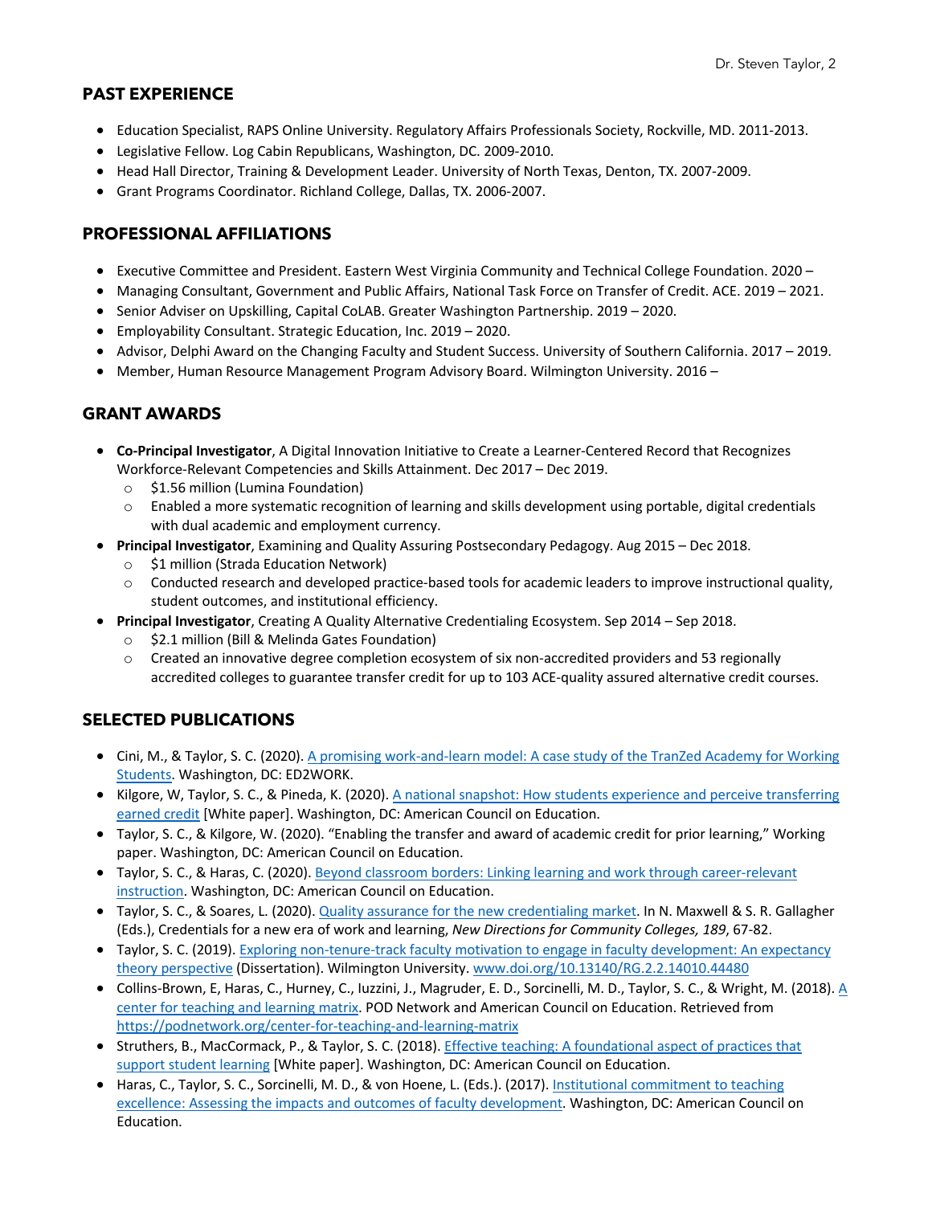## PAST EXPERIENCE

- Education Specialist, RAPS Online University. Regulatory Affairs Professionals Society, Rockville, MD. 2011-2013.
- Legislative Fellow. Log Cabin Republicans, Washington, DC. 2009-2010.
- Head Hall Director, Training & Development Leader. University of North Texas, Denton, TX. 2007-2009.
- Grant Programs Coordinator. Richland College, Dallas, TX. 2006-2007.

## PROFESSIONAL AFFILIATIONS

- Executive Committee and President. Eastern West Virginia Community and Technical College Foundation. 2020 –
- Managing Consultant, Government and Public Affairs, National Task Force on Transfer of Credit. ACE. 2019 – 2021.
- Senior Adviser on Upskilling, Capital CoLAB. Greater Washington Partnership. 2019 – 2020.
- Employability Consultant. Strategic Education, Inc. 2019 – 2020.
- Advisor, Delphi Award on the Changing Faculty and Student Success. University of Southern California. 2017 – 2019.
- Member, Human Resource Management Program Advisory Board. Wilmington University. 2016 –

## GRANT AWARDS

- **Co-Principal Investigator**, A Digital Innovation Initiative to Create a Learner-Centered Record that Recognizes Workforce-Relevant Competencies and Skills Attainment. Dec 2017 – Dec 2019.
  - $1.56 million (Lumina Foundation)
  - Enabled a more systematic recognition of learning and skills development using portable, digital credentials with dual academic and employment currency.
- **Principal Investigator**, Examining and Quality Assuring Postsecondary Pedagogy. Aug 2015 – Dec 2018.
  - $1 million (Strada Education Network)
  - Conducted research and developed practice-based tools for academic leaders to improve instructional quality, student outcomes, and institutional efficiency.
- **Principal Investigator**, Creating A Quality Alternative Credentialing Ecosystem. Sep 2014 – Sep 2018.
  - $2.1 million (Bill & Melinda Gates Foundation)
  - Created an innovative degree completion ecosystem of six non-accredited providers and 53 regionally accredited colleges to guarantee transfer credit for up to 103 ACE-quality assured alternative credit courses.

## SELECTED PUBLICATIONS

- Cini, M., & Taylor, S. C. (2020). A promising work-and-learn model: A case study of the TranZed Academy for Working Students. Washington, DC: ED2WORK.
- Kilgore, W, Taylor, S. C., & Pineda, K. (2020). A national snapshot: How students experience and perceive transferring earned credit [White paper]. Washington, DC: American Council on Education.
- Taylor, S. C., & Kilgore, W. (2020). "Enabling the transfer and award of academic credit for prior learning," Working paper. Washington, DC: American Council on Education.
- Taylor, S. C., & Haras, C. (2020). Beyond classroom borders: Linking learning and work through career-relevant instruction. Washington, DC: American Council on Education.
- Taylor, S. C., & Soares, L. (2020). Quality assurance for the new credentialing market. In N. Maxwell & S. R. Gallagher (Eds.), Credentials for a new era of work and learning, *New Directions for Community Colleges, 189*, 67-82.
- Taylor, S. C. (2019). Exploring non-tenure-track faculty motivation to engage in faculty development: An expectancy theory perspective (Dissertation). Wilmington University. www.doi.org/10.13140/RG.2.2.14010.44480
- Collins-Brown, E, Haras, C., Hurney, C., Iuzzini, J., Magruder, E. D., Sorcinelli, M. D., Taylor, S. C., & Wright, M. (2018). A center for teaching and learning matrix. POD Network and American Council on Education. Retrieved from https://podnetwork.org/center-for-teaching-and-learning-matrix
- Struthers, B., MacCormack, P., & Taylor, S. C. (2018). Effective teaching: A foundational aspect of practices that support student learning [White paper]. Washington, DC: American Council on Education.
- Haras, C., Taylor, S. C., Sorcinelli, M. D., & von Hoene, L. (Eds.). (2017). Institutional commitment to teaching excellence: Assessing the impacts and outcomes of faculty development. Washington, DC: American Council on Education.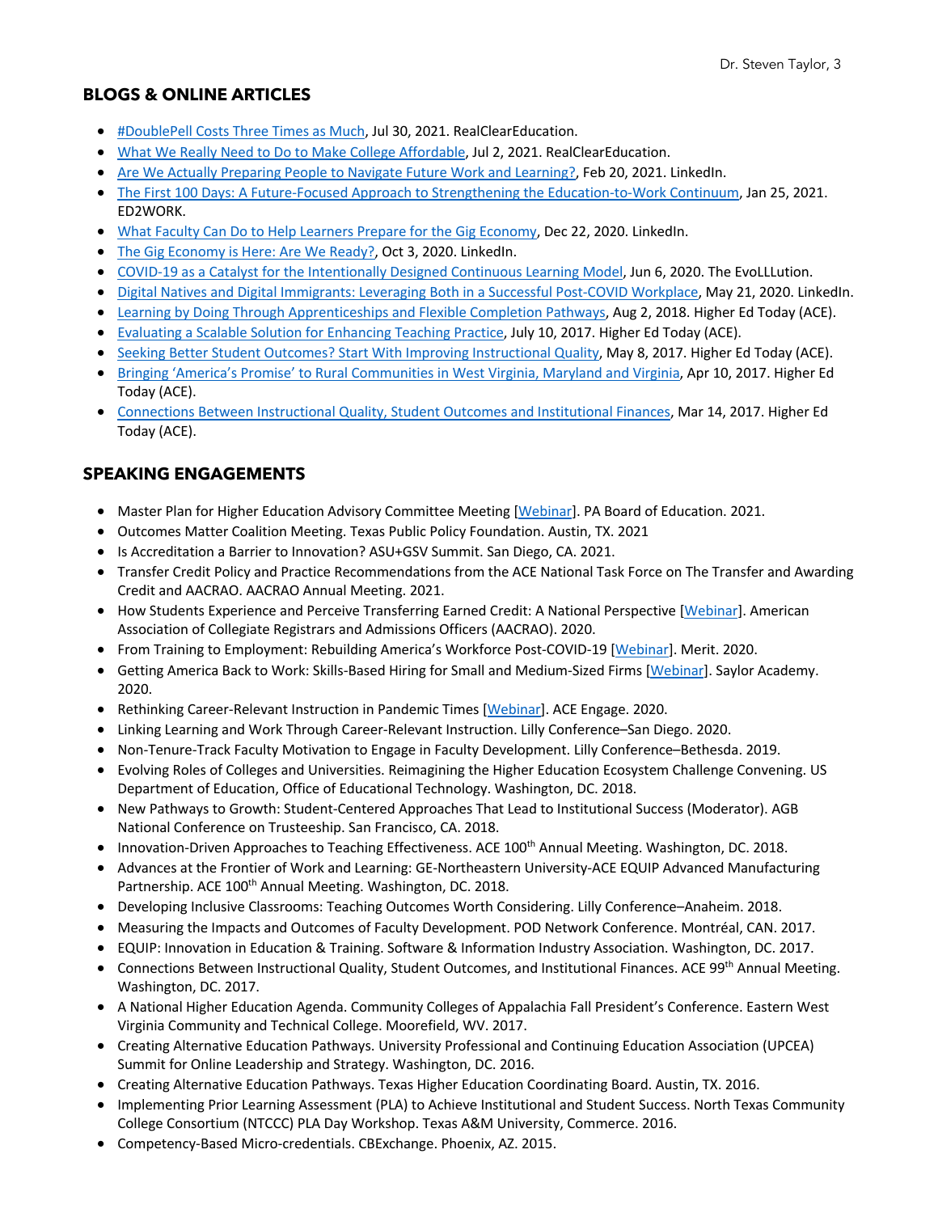## BLOGS & ONLINE ARTICLES

- #DoublePell Costs Three Times as Much, Jul 30, 2021. RealClearEducation.
- What We Really Need to Do to Make College Affordable, Jul 2, 2021. RealClearEducation.
- Are We Actually Preparing People to Navigate Future Work and Learning?, Feb 20, 2021. LinkedIn.
- The First 100 Days: A Future-Focused Approach to Strengthening the Education-to-Work Continuum, Jan 25, 2021. ED2WORK.
- What Faculty Can Do to Help Learners Prepare for the Gig Economy, Dec 22, 2020. LinkedIn.
- The Gig Economy is Here: Are We Ready?, Oct 3, 2020. LinkedIn.
- COVID-19 as a Catalyst for the Intentionally Designed Continuous Learning Model, Jun 6, 2020. The EvoLLLution.
- Digital Natives and Digital Immigrants: Leveraging Both in a Successful Post-COVID Workplace, May 21, 2020. LinkedIn.
- Learning by Doing Through Apprenticeships and Flexible Completion Pathways, Aug 2, 2018. Higher Ed Today (ACE).
- Evaluating a Scalable Solution for Enhancing Teaching Practice, July 10, 2017. Higher Ed Today (ACE).
- Seeking Better Student Outcomes? Start With Improving Instructional Quality, May 8, 2017. Higher Ed Today (ACE).
- Bringing 'America's Promise' to Rural Communities in West Virginia, Maryland and Virginia, Apr 10, 2017. Higher Ed Today (ACE).
- Connections Between Instructional Quality, Student Outcomes and Institutional Finances, Mar 14, 2017. Higher Ed Today (ACE).

## SPEAKING ENGAGEMENTS

- Master Plan for Higher Education Advisory Committee Meeting [Webinar]. PA Board of Education. 2021.
- Outcomes Matter Coalition Meeting. Texas Public Policy Foundation. Austin, TX. 2021
- Is Accreditation a Barrier to Innovation? ASU+GSV Summit. San Diego, CA. 2021.
- Transfer Credit Policy and Practice Recommendations from the ACE National Task Force on The Transfer and Awarding Credit and AACRAO. AACRAO Annual Meeting. 2021.
- How Students Experience and Perceive Transferring Earned Credit: A National Perspective [Webinar]. American Association of Collegiate Registrars and Admissions Officers (AACRAO). 2020.
- From Training to Employment: Rebuilding America's Workforce Post-COVID-19 [Webinar]. Merit. 2020.
- Getting America Back to Work: Skills-Based Hiring for Small and Medium-Sized Firms [Webinar]. Saylor Academy. 2020.
- Rethinking Career-Relevant Instruction in Pandemic Times [Webinar]. ACE Engage. 2020.
- Linking Learning and Work Through Career-Relevant Instruction. Lilly Conference–San Diego. 2020.
- Non-Tenure-Track Faculty Motivation to Engage in Faculty Development. Lilly Conference–Bethesda. 2019.
- Evolving Roles of Colleges and Universities. Reimagining the Higher Education Ecosystem Challenge Convening. US Department of Education, Office of Educational Technology. Washington, DC. 2018.
- New Pathways to Growth: Student-Centered Approaches That Lead to Institutional Success (Moderator). AGB National Conference on Trusteeship. San Francisco, CA. 2018.
- Innovation-Driven Approaches to Teaching Effectiveness. ACE 100th Annual Meeting. Washington, DC. 2018.
- Advances at the Frontier of Work and Learning: GE-Northeastern University-ACE EQUIP Advanced Manufacturing Partnership. ACE 100th Annual Meeting. Washington, DC. 2018.
- Developing Inclusive Classrooms: Teaching Outcomes Worth Considering. Lilly Conference–Anaheim. 2018.
- Measuring the Impacts and Outcomes of Faculty Development. POD Network Conference. Montréal, CAN. 2017.
- EQUIP: Innovation in Education & Training. Software & Information Industry Association. Washington, DC. 2017.
- Connections Between Instructional Quality, Student Outcomes, and Institutional Finances. ACE 99th Annual Meeting. Washington, DC. 2017.
- A National Higher Education Agenda. Community Colleges of Appalachia Fall President's Conference. Eastern West Virginia Community and Technical College. Moorefield, WV. 2017.
- Creating Alternative Education Pathways. University Professional and Continuing Education Association (UPCEA) Summit for Online Leadership and Strategy. Washington, DC. 2016.
- Creating Alternative Education Pathways. Texas Higher Education Coordinating Board. Austin, TX. 2016.
- Implementing Prior Learning Assessment (PLA) to Achieve Institutional and Student Success. North Texas Community College Consortium (NTCCC) PLA Day Workshop. Texas A&M University, Commerce. 2016.
- Competency-Based Micro-credentials. CBExchange. Phoenix, AZ. 2015.